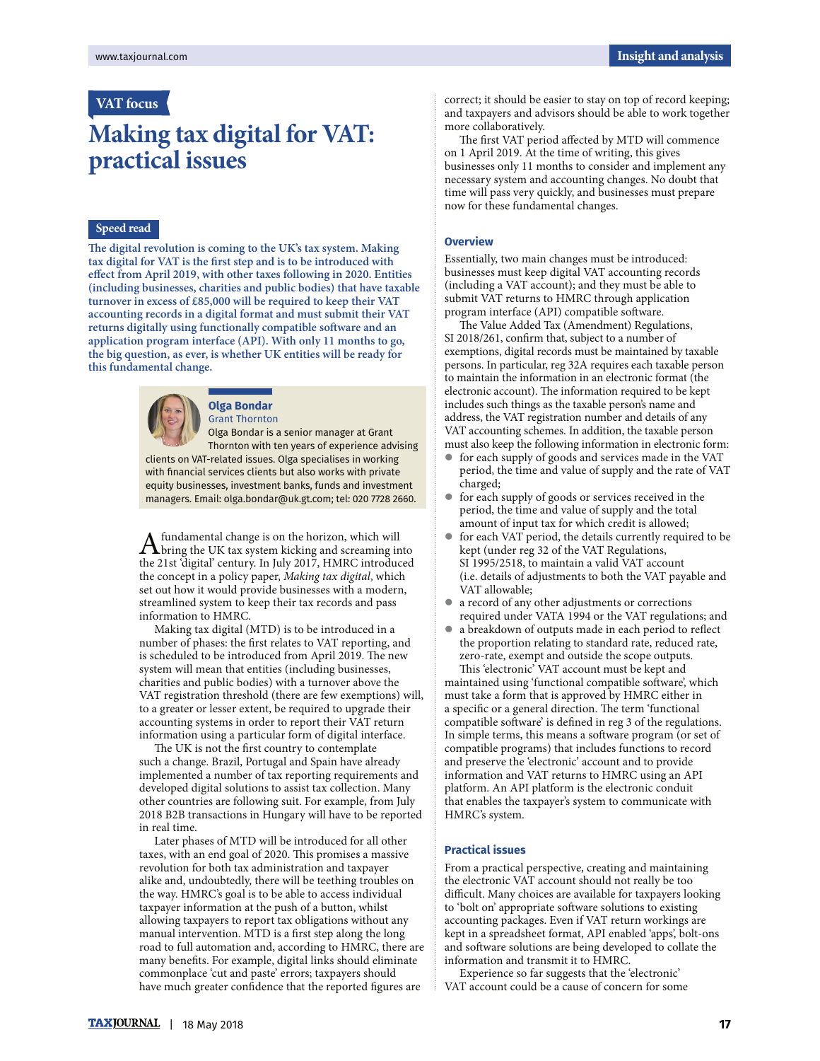VAT focus

# Making tax digital for VAT: practical issues

**Speed read**

**The digital revolution is coming to the UK's tax system. Making tax digital for VAT is the first step and is to be introduced with effect from April 2019, with other taxes following in 2020. Entities (including businesses, charities and public bodies) that have taxable turnover in excess of £85,000 will be required to keep their VAT accounting records in a digital format and must submit their VAT returns digitally using functionally compatible software and an application program interface (API). With only 11 months to go, the big question, as ever, is whether UK entities will be ready for this fundamental change.**

**Olga Bondar**
Grant Thornton

Olga Bondar is a senior manager at Grant Thornton with ten years of experience advising clients on VAT-related issues. Olga specialises in working with financial services clients but also works with private equity businesses, investment banks, funds and investment managers. Email: olga.bondar@uk.gt.com; tel: 020 7728 2660.

A fundamental change is on the horizon, which will bring the UK tax system kicking and screaming into the 21st 'digital' century. In July 2017, HMRC introduced the concept in a policy paper, *Making tax digital*, which set out how it would provide businesses with a modern, streamlined system to keep their tax records and pass information to HMRC.

Making tax digital (MTD) is to be introduced in a number of phases: the first relates to VAT reporting, and is scheduled to be introduced from April 2019. The new system will mean that entities (including businesses, charities and public bodies) with a turnover above the VAT registration threshold (there are few exemptions) will, to a greater or lesser extent, be required to upgrade their accounting systems in order to report their VAT return information using a particular form of digital interface.

The UK is not the first country to contemplate such a change. Brazil, Portugal and Spain have already implemented a number of tax reporting requirements and developed digital solutions to assist tax collection. Many other countries are following suit. For example, from July 2018 B2B transactions in Hungary will have to be reported in real time.

Later phases of MTD will be introduced for all other taxes, with an end goal of 2020. This promises a massive revolution for both tax administration and taxpayer alike and, undoubtedly, there will be teething troubles on the way. HMRC's goal is to be able to access individual taxpayer information at the push of a button, whilst allowing taxpayers to report tax obligations without any manual intervention. MTD is a first step along the long road to full automation and, according to HMRC, there are many benefits. For example, digital links should eliminate commonplace 'cut and paste' errors; taxpayers should have much greater confidence that the reported figures are correct; it should be easier to stay on top of record keeping; and taxpayers and advisors should be able to work together more collaboratively.

The first VAT period affected by MTD will commence on 1 April 2019. At the time of writing, this gives businesses only 11 months to consider and implement any necessary system and accounting changes. No doubt that time will pass very quickly, and businesses must prepare now for these fundamental changes.

## Overview

Essentially, two main changes must be introduced: businesses must keep digital VAT accounting records (including a VAT account); and they must be able to submit VAT returns to HMRC through application program interface (API) compatible software.

The Value Added Tax (Amendment) Regulations, SI 2018/261, confirm that, subject to a number of exemptions, digital records must be maintained by taxable persons. In particular, reg 32A requires each taxable person to maintain the information in an electronic format (the electronic account). The information required to be kept includes such things as the taxable person's name and address, the VAT registration number and details of any VAT accounting schemes. In addition, the taxable person must also keep the following information in electronic form:

- for each supply of goods and services made in the VAT period, the time and value of supply and the rate of VAT charged;
- for each supply of goods or services received in the period, the time and value of supply and the total amount of input tax for which credit is allowed;
- for each VAT period, the details currently required to be kept (under reg 32 of the VAT Regulations, SI 1995/2518, to maintain a valid VAT account (i.e. details of adjustments to both the VAT payable and VAT allowable;
- a record of any other adjustments or corrections required under VATA 1994 or the VAT regulations; and
- a breakdown of outputs made in each period to reflect the proportion relating to standard rate, reduced rate, zero-rate, exempt and outside the scope outputs.

This 'electronic' VAT account must be kept and maintained using 'functional compatible software', which must take a form that is approved by HMRC either in a specific or a general direction. The term 'functional compatible software' is defined in reg 3 of the regulations. In simple terms, this means a software program (or set of compatible programs) that includes functions to record and preserve the 'electronic' account and to provide information and VAT returns to HMRC using an API platform. An API platform is the electronic conduit that enables the taxpayer's system to communicate with HMRC's system.

## Practical issues

From a practical perspective, creating and maintaining the electronic VAT account should not really be too difficult. Many choices are available for taxpayers looking to 'bolt on' appropriate software solutions to existing accounting packages. Even if VAT return workings are kept in a spreadsheet format, API enabled 'apps', bolt-ons and software solutions are being developed to collate the information and transmit it to HMRC.

Experience so far suggests that the 'electronic' VAT account could be a cause of concern for some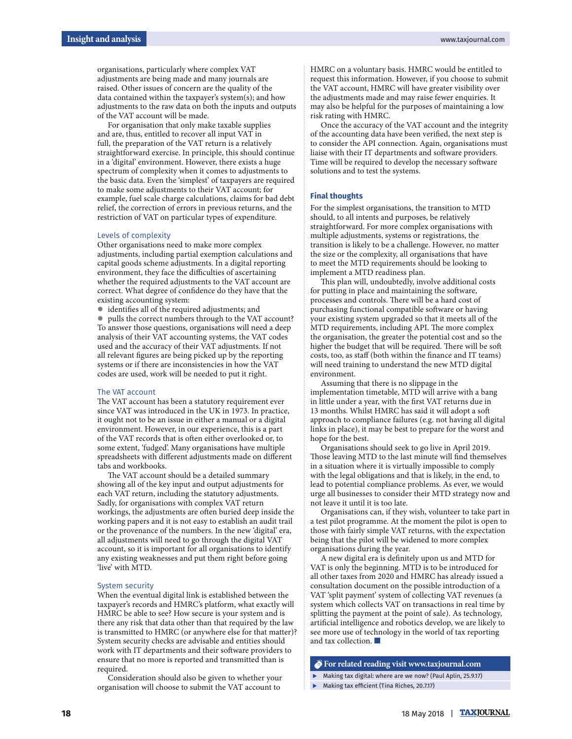organisations, particularly where complex VAT adjustments are being made and many journals are raised. Other issues of concern are the quality of the data contained within the taxpayer's system(s); and how adjustments to the raw data on both the inputs and outputs of the VAT account will be made.

For organisation that only make taxable supplies and are, thus, entitled to recover all input VAT in full, the preparation of the VAT return is a relatively straightforward exercise. In principle, this should continue in a 'digital' environment. However, there exists a huge spectrum of complexity when it comes to adjustments to the basic data. Even the 'simplest' of taxpayers are required to make some adjustments to their VAT account; for example, fuel scale charge calculations, claims for bad debt relief, the correction of errors in previous returns, and the restriction of VAT on particular types of expenditure.

### Levels of complexity

Other organisations need to make more complex adjustments, including partial exemption calculations and capital goods scheme adjustments. In a digital reporting environment, they face the difficulties of ascertaining whether the required adjustments to the VAT account are correct. What degree of confidence do they have that the existing accounting system:

- identifies all of the required adjustments; and
- pulls the correct numbers through to the VAT account?

To answer those questions, organisations will need a deep analysis of their VAT accounting systems, the VAT codes used and the accuracy of their VAT adjustments. If not all relevant figures are being picked up by the reporting systems or if there are inconsistencies in how the VAT codes are used, work will be needed to put it right.

### The VAT account

The VAT account has been a statutory requirement ever since VAT was introduced in the UK in 1973. In practice, it ought not to be an issue in either a manual or a digital environment. However, in our experience, this is a part of the VAT records that is often either overlooked or, to some extent, 'fudged'. Many organisations have multiple spreadsheets with different adjustments made on different tabs and workbooks.

The VAT account should be a detailed summary showing all of the key input and output adjustments for each VAT return, including the statutory adjustments. Sadly, for organisations with complex VAT return workings, the adjustments are often buried deep inside the working papers and it is not easy to establish an audit trail or the provenance of the numbers. In the new 'digital' era, all adjustments will need to go through the digital VAT account, so it is important for all organisations to identify any existing weaknesses and put them right before going 'live' with MTD.

### System security

When the eventual digital link is established between the taxpayer's records and HMRC's platform, what exactly will HMRC be able to see? How secure is your system and is there any risk that data other than that required by the law is transmitted to HMRC (or anywhere else for that matter)? System security checks are advisable and entities should work with IT departments and their software providers to ensure that no more is reported and transmitted than is required.

Consideration should also be given to whether your organisation will choose to submit the VAT account to HMRC on a voluntary basis. HMRC would be entitled to request this information. However, if you choose to submit the VAT account, HMRC will have greater visibility over the adjustments made and may raise fewer enquiries. It may also be helpful for the purposes of maintaining a low risk rating with HMRC.

Once the accuracy of the VAT account and the integrity of the accounting data have been verified, the next step is to consider the API connection. Again, organisations must liaise with their IT departments and software providers. Time will be required to develop the necessary software solutions and to test the systems.

## Final thoughts

For the simplest organisations, the transition to MTD should, to all intents and purposes, be relatively straightforward. For more complex organisations with multiple adjustments, systems or registrations, the transition is likely to be a challenge. However, no matter the size or the complexity, all organisations that have to meet the MTD requirements should be looking to implement a MTD readiness plan.

This plan will, undoubtedly, involve additional costs for putting in place and maintaining the software, processes and controls. There will be a hard cost of purchasing functional compatible software or having your existing system upgraded so that it meets all of the MTD requirements, including API. The more complex the organisation, the greater the potential cost and so the higher the budget that will be required. There will be soft costs, too, as staff (both within the finance and IT teams) will need training to understand the new MTD digital environment.

Assuming that there is no slippage in the implementation timetable, MTD will arrive with a bang in little under a year, with the first VAT returns due in 13 months. Whilst HMRC has said it will adopt a soft approach to compliance failures (e.g. not having all digital links in place), it may be best to prepare for the worst and hope for the best.

Organisations should seek to go live in April 2019. Those leaving MTD to the last minute will find themselves in a situation where it is virtually impossible to comply with the legal obligations and that is likely, in the end, to lead to potential compliance problems. As ever, we would urge all businesses to consider their MTD strategy now and not leave it until it is too late.

Organisations can, if they wish, volunteer to take part in a test pilot programme. At the moment the pilot is open to those with fairly simple VAT returns, with the expectation being that the pilot will be widened to more complex organisations during the year.

A new digital era is definitely upon us and MTD for VAT is only the beginning. MTD is to be introduced for all other taxes from 2020 and HMRC has already issued a consultation document on the possible introduction of a VAT 'split payment' system of collecting VAT revenues (a system which collects VAT on transactions in real time by splitting the payment at the point of sale). As technology, artificial intelligence and robotics develop, we are likely to see more use of technology in the world of tax reporting and tax collection. ■

**For related reading visit www.taxjournal.com**

- Making tax digital: where are we now? (Paul Aplin, 25.9.17)
- Making tax efficient (Tina Riches, 20.7.17)